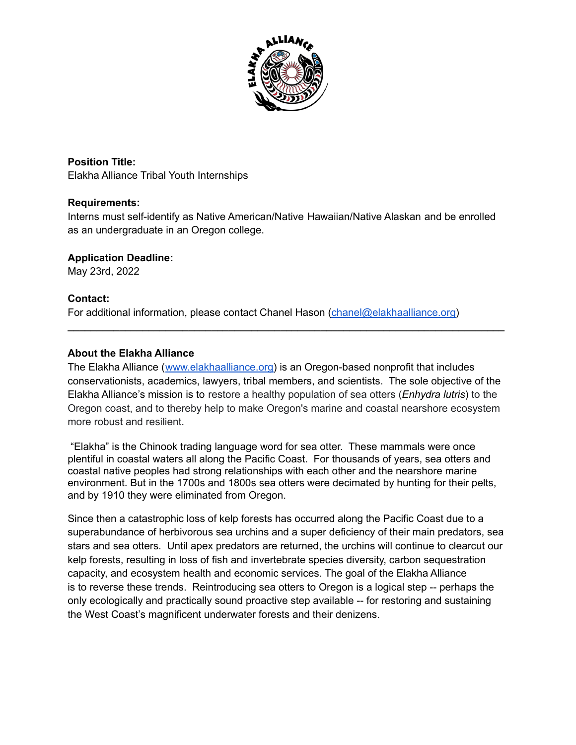**Position Title:**
Elakha Alliance Tribal Youth Internships

**Requirements:**
Interns must self-identify as Native American/Native Hawaiian/Native Alaskan and be enrolled as an undergraduate in an Oregon college.

**Application Deadline:**
May 23rd, 2022

**Contact:**
For additional information, please contact Chanel Hason (chanel@elakhaalliance.org)

---

**About the Elakha Alliance**

The Elakha Alliance (www.elakhaalliance.org) is an Oregon-based nonprofit that includes conservationists, academics, lawyers, tribal members, and scientists. The sole objective of the Elakha Alliance's mission is to restore a healthy population of sea otters (*Enhydra lutris*) to the Oregon coast, and to thereby help to make Oregon's marine and coastal nearshore ecosystem more robust and resilient.

"Elakha" is the Chinook trading language word for sea otter. These mammals were once plentiful in coastal waters all along the Pacific Coast. For thousands of years, sea otters and coastal native peoples had strong relationships with each other and the nearshore marine environment. But in the 1700s and 1800s sea otters were decimated by hunting for their pelts, and by 1910 they were eliminated from Oregon.

Since then a catastrophic loss of kelp forests has occurred along the Pacific Coast due to a superabundance of herbivorous sea urchins and a super deficiency of their main predators, sea stars and sea otters. Until apex predators are returned, the urchins will continue to clearcut our kelp forests, resulting in loss of fish and invertebrate species diversity, carbon sequestration capacity, and ecosystem health and economic services. The goal of the Elakha Alliance is to reverse these trends. Reintroducing sea otters to Oregon is a logical step -- perhaps the only ecologically and practically sound proactive step available -- for restoring and sustaining the West Coast's magnificent underwater forests and their denizens.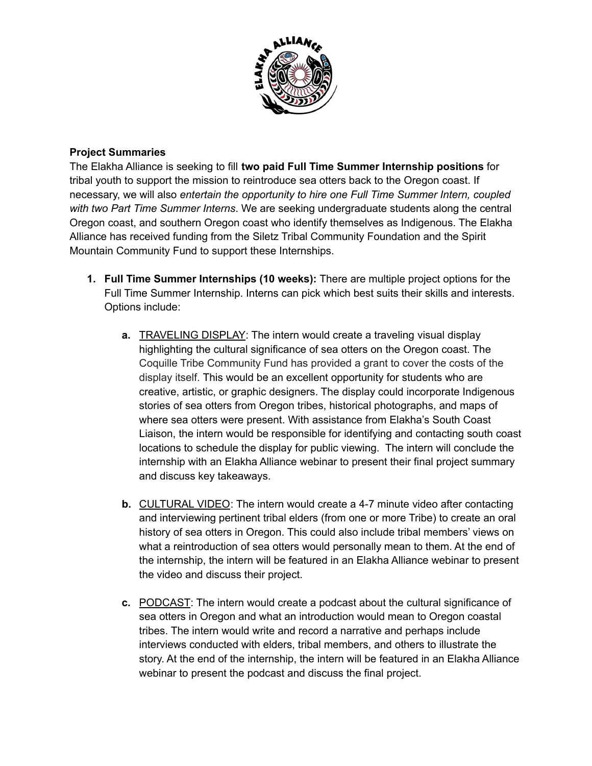**Project Summaries**

The Elakha Alliance is seeking to fill **two paid Full Time Summer Internship positions** for tribal youth to support the mission to reintroduce sea otters back to the Oregon coast. If necessary, we will also *entertain the opportunity to hire one Full Time Summer Intern, coupled with two Part Time Summer Interns*. We are seeking undergraduate students along the central Oregon coast, and southern Oregon coast who identify themselves as Indigenous. The Elakha Alliance has received funding from the Siletz Tribal Community Foundation and the Spirit Mountain Community Fund to support these Internships.

1. **Full Time Summer Internships (10 weeks):** There are multiple project options for the Full Time Summer Internship. Interns can pick which best suits their skills and interests. Options include:

    a. TRAVELING DISPLAY: The intern would create a traveling visual display highlighting the cultural significance of sea otters on the Oregon coast. The Coquille Tribe Community Fund has provided a grant to cover the costs of the display itself. This would be an excellent opportunity for students who are creative, artistic, or graphic designers. The display could incorporate Indigenous stories of sea otters from Oregon tribes, historical photographs, and maps of where sea otters were present. With assistance from Elakha's South Coast Liaison, the intern would be responsible for identifying and contacting south coast locations to schedule the display for public viewing. The intern will conclude the internship with an Elakha Alliance webinar to present their final project summary and discuss key takeaways.

    b. CULTURAL VIDEO: The intern would create a 4-7 minute video after contacting and interviewing pertinent tribal elders (from one or more Tribe) to create an oral history of sea otters in Oregon. This could also include tribal members' views on what a reintroduction of sea otters would personally mean to them. At the end of the internship, the intern will be featured in an Elakha Alliance webinar to present the video and discuss their project.

    c. PODCAST: The intern would create a podcast about the cultural significance of sea otters in Oregon and what an introduction would mean to Oregon coastal tribes. The intern would write and record a narrative and perhaps include interviews conducted with elders, tribal members, and others to illustrate the story. At the end of the internship, the intern will be featured in an Elakha Alliance webinar to present the podcast and discuss the final project.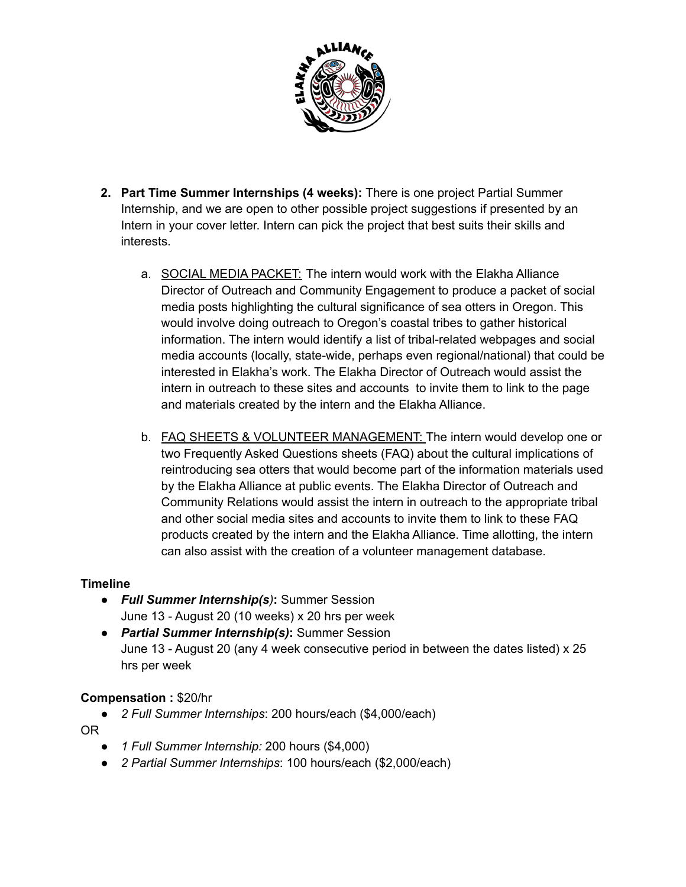2. **Part Time Summer Internships (4 weeks):** There is one project Partial Summer Internship, and we are open to other possible project suggestions if presented by an Intern in your cover letter. Intern can pick the project that best suits their skills and interests.

    a. SOCIAL MEDIA PACKET: The intern would work with the Elakha Alliance Director of Outreach and Community Engagement to produce a packet of social media posts highlighting the cultural significance of sea otters in Oregon. This would involve doing outreach to Oregon's coastal tribes to gather historical information. The intern would identify a list of tribal-related webpages and social media accounts (locally, state-wide, perhaps even regional/national) that could be interested in Elakha's work. The Elakha Director of Outreach would assist the intern in outreach to these sites and accounts to invite them to link to the page and materials created by the intern and the Elakha Alliance.

    b. FAQ SHEETS & VOLUNTEER MANAGEMENT: The intern would develop one or two Frequently Asked Questions sheets (FAQ) about the cultural implications of reintroducing sea otters that would become part of the information materials used by the Elakha Alliance at public events. The Elakha Director of Outreach and Community Relations would assist the intern in outreach to the appropriate tribal and other social media sites and accounts to invite them to link to these FAQ products created by the intern and the Elakha Alliance. Time allotting, the intern can also assist with the creation of a volunteer management database.

**Timeline**

- ***Full Summer Internship(s)*:** Summer Session
  June 13 - August 20 (10 weeks) x 20 hrs per week
- ***Partial Summer Internship(s)*:** Summer Session
  June 13 - August 20 (any 4 week consecutive period in between the dates listed) x 25 hrs per week

**Compensation :** $20/hr

- *2 Full Summer Internships*: 200 hours/each ($4,000/each)

OR

- *1 Full Summer Internship:* 200 hours ($4,000)
- *2 Partial Summer Internships*: 100 hours/each ($2,000/each)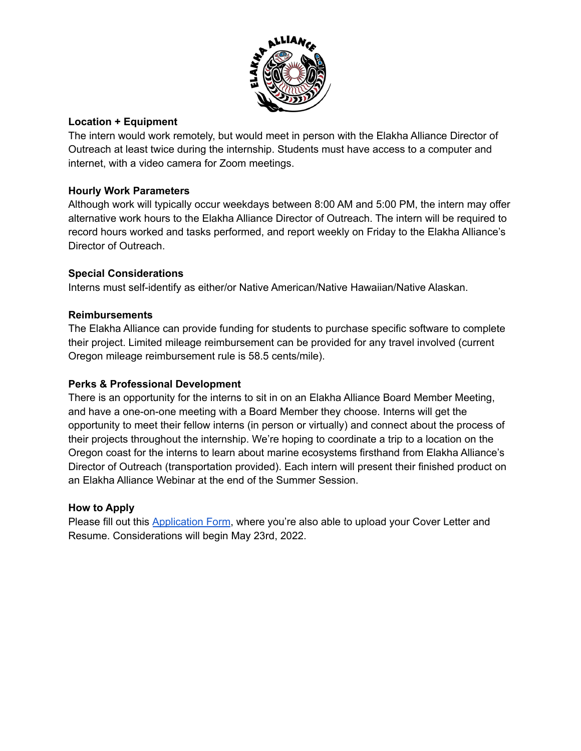**Location + Equipment**

The intern would work remotely, but would meet in person with the Elakha Alliance Director of Outreach at least twice during the internship. Students must have access to a computer and internet, with a video camera for Zoom meetings.

**Hourly Work Parameters**

Although work will typically occur weekdays between 8:00 AM and 5:00 PM, the intern may offer alternative work hours to the Elakha Alliance Director of Outreach. The intern will be required to record hours worked and tasks performed, and report weekly on Friday to the Elakha Alliance's Director of Outreach.

**Special Considerations**

Interns must self-identify as either/or Native American/Native Hawaiian/Native Alaskan.

**Reimbursements**

The Elakha Alliance can provide funding for students to purchase specific software to complete their project. Limited mileage reimbursement can be provided for any travel involved (current Oregon mileage reimbursement rule is 58.5 cents/mile).

**Perks & Professional Development**

There is an opportunity for the interns to sit in on an Elakha Alliance Board Member Meeting, and have a one-on-one meeting with a Board Member they choose. Interns will get the opportunity to meet their fellow interns (in person or virtually) and connect about the process of their projects throughout the internship. We're hoping to coordinate a trip to a location on the Oregon coast for the interns to learn about marine ecosystems firsthand from Elakha Alliance's Director of Outreach (transportation provided). Each intern will present their finished product on an Elakha Alliance Webinar at the end of the Summer Session.

**How to Apply**

Please fill out this Application Form, where you're also able to upload your Cover Letter and Resume. Considerations will begin May 23rd, 2022.